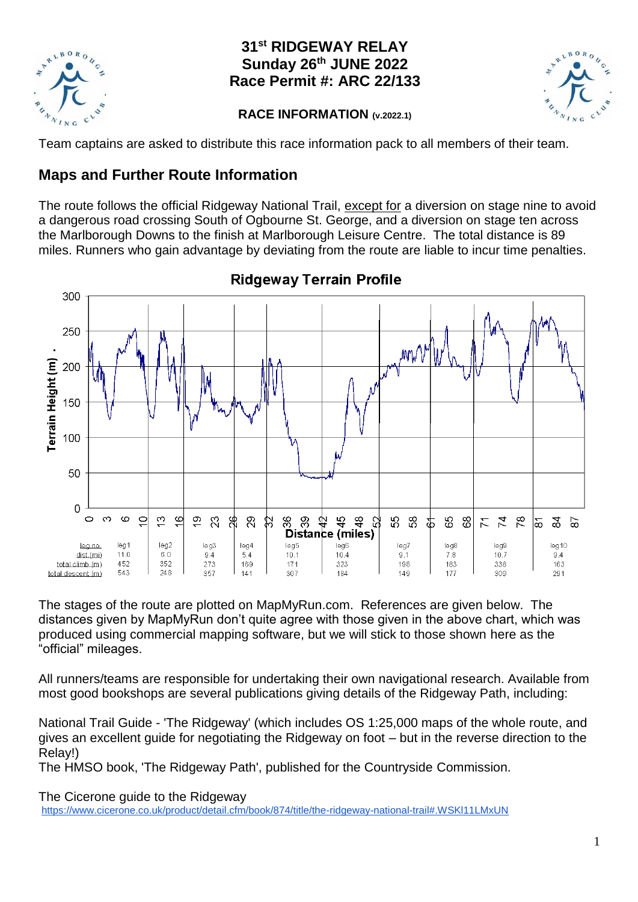# 31st RIDGEWAY RELAY
# Sunday 26th JUNE 2022
# Race Permit #: ARC 22/133

### RACE INFORMATION (v.2022.1)

Team captains are asked to distribute this race information pack to all members of their team.

## Maps and Further Route Information

The route follows the official Ridgeway National Trail, except for a diversion on stage nine to avoid a dangerous road crossing South of Ogbourne St. George, and a diversion on stage ten across the Marlborough Downs to the finish at Marlborough Leisure Centre. The total distance is 89 miles. Runners who gain advantage by deviating from the route are liable to incur time penalties.

**Ridgeway Terrain Profile**

| leg no. | leg1 | leg2 | leg3 | leg4 | leg5 | leg6 | leg7 | leg8 | leg9 | leg10 |
|---|---|---|---|---|---|---|---|---|---|---|
| dist.(mi) | 11.0 | 6.0 | 9.4 | 5.4 | 10.1 | 10.4 | 9.1 | 7.8 | 10.7 | 9.4 |
| total climb (m) | 452 | 352 | 273 | 169 | 171 | 323 | 198 | 183 | 336 | 163 |
| total descent (m) | 543 | 248 | 357 | 141 | 307 | 184 | 149 | 177 | 309 | 291 |

The stages of the route are plotted on MapMyRun.com. References are given below. The distances given by MapMyRun don't quite agree with those given in the above chart, which was produced using commercial mapping software, but we will stick to those shown here as the "official" mileages.

All runners/teams are responsible for undertaking their own navigational research. Available from most good bookshops are several publications giving details of the Ridgeway Path, including:

National Trail Guide - 'The Ridgeway' (which includes OS 1:25,000 maps of the whole route, and gives an excellent guide for negotiating the Ridgeway on foot – but in the reverse direction to the Relay!)
The HMSO book, 'The Ridgeway Path', published for the Countryside Commission.

The Cicerone guide to the Ridgeway
https://www.cicerone.co.uk/product/detail.cfm/book/874/title/the-ridgeway-national-trail#.WSKI11LMxUN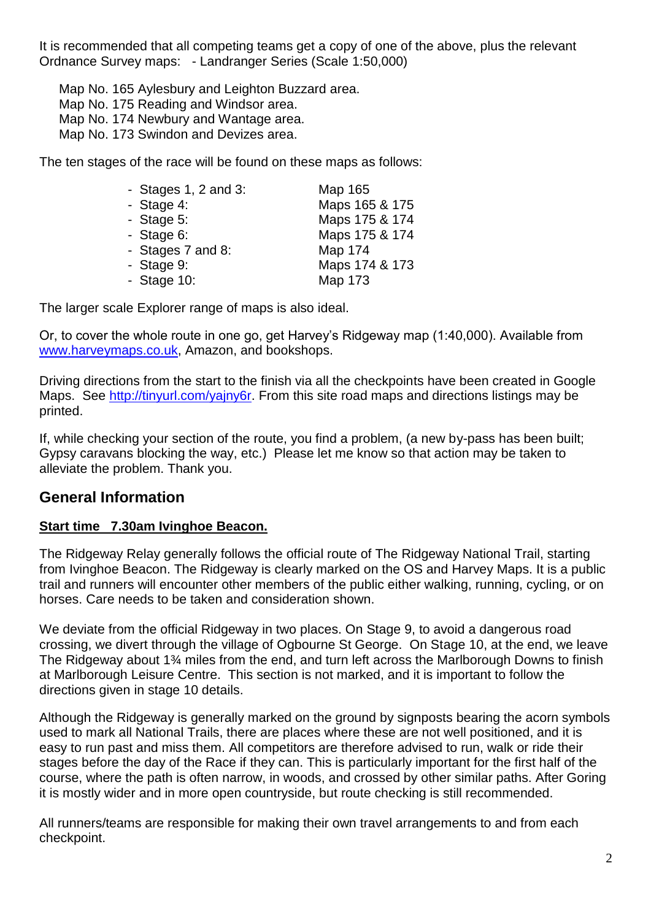It is recommended that all competing teams get a copy of one of the above, plus the relevant Ordnance Survey maps: - Landranger Series (Scale 1:50,000)

Map No. 165 Aylesbury and Leighton Buzzard area.
Map No. 175 Reading and Windsor area.
Map No. 174 Newbury and Wantage area.
Map No. 173 Swindon and Devizes area.

The ten stages of the race will be found on these maps as follows:

| | |
|---|---|
| - Stages 1, 2 and 3: | Map 165 |
| - Stage 4: | Maps 165 & 175 |
| - Stage 5: | Maps 175 & 174 |
| - Stage 6: | Maps 175 & 174 |
| - Stages 7 and 8: | Map 174 |
| - Stage 9: | Maps 174 & 173 |
| - Stage 10: | Map 173 |

The larger scale Explorer range of maps is also ideal.

Or, to cover the whole route in one go, get Harvey's Ridgeway map (1:40,000). Available from www.harveymaps.co.uk, Amazon, and bookshops.

Driving directions from the start to the finish via all the checkpoints have been created in Google Maps. See http://tinyurl.com/yajny6r. From this site road maps and directions listings may be printed.

If, while checking your section of the route, you find a problem, (a new by-pass has been built; Gypsy caravans blocking the way, etc.) Please let me know so that action may be taken to alleviate the problem. Thank you.

## General Information

**Start time 7.30am Ivinghoe Beacon.**

The Ridgeway Relay generally follows the official route of The Ridgeway National Trail, starting from Ivinghoe Beacon. The Ridgeway is clearly marked on the OS and Harvey Maps. It is a public trail and runners will encounter other members of the public either walking, running, cycling, or on horses. Care needs to be taken and consideration shown.

We deviate from the official Ridgeway in two places. On Stage 9, to avoid a dangerous road crossing, we divert through the village of Ogbourne St George. On Stage 10, at the end, we leave The Ridgeway about 1¾ miles from the end, and turn left across the Marlborough Downs to finish at Marlborough Leisure Centre. This section is not marked, and it is important to follow the directions given in stage 10 details.

Although the Ridgeway is generally marked on the ground by signposts bearing the acorn symbols used to mark all National Trails, there are places where these are not well positioned, and it is easy to run past and miss them. All competitors are therefore advised to run, walk or ride their stages before the day of the Race if they can. This is particularly important for the first half of the course, where the path is often narrow, in woods, and crossed by other similar paths. After Goring it is mostly wider and in more open countryside, but route checking is still recommended.

All runners/teams are responsible for making their own travel arrangements to and from each checkpoint.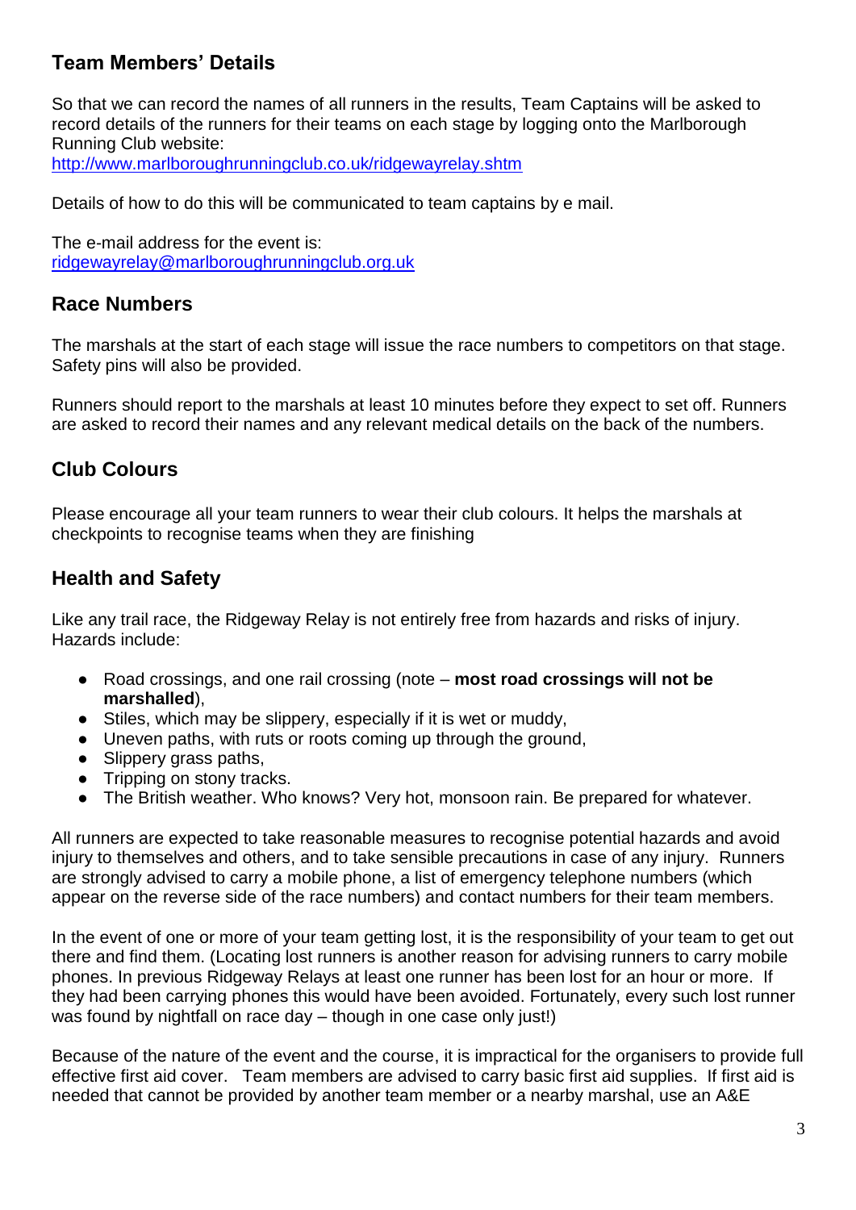## Team Members' Details

So that we can record the names of all runners in the results, Team Captains will be asked to record details of the runners for their teams on each stage by logging onto the Marlborough Running Club website:
http://www.marlboroughrunningclub.co.uk/ridgewayrelay.shtm

Details of how to do this will be communicated to team captains by e mail.

The e-mail address for the event is:
ridgewayrelay@marlboroughrunningclub.org.uk

## Race Numbers

The marshals at the start of each stage will issue the race numbers to competitors on that stage. Safety pins will also be provided.

Runners should report to the marshals at least 10 minutes before they expect to set off. Runners are asked to record their names and any relevant medical details on the back of the numbers.

## Club Colours

Please encourage all your team runners to wear their club colours. It helps the marshals at checkpoints to recognise teams when they are finishing

## Health and Safety

Like any trail race, the Ridgeway Relay is not entirely free from hazards and risks of injury. Hazards include:

- Road crossings, and one rail crossing (note – **most road crossings will not be marshalled**),
- Stiles, which may be slippery, especially if it is wet or muddy,
- Uneven paths, with ruts or roots coming up through the ground,
- Slippery grass paths,
- Tripping on stony tracks.
- The British weather. Who knows? Very hot, monsoon rain. Be prepared for whatever.

All runners are expected to take reasonable measures to recognise potential hazards and avoid injury to themselves and others, and to take sensible precautions in case of any injury. Runners are strongly advised to carry a mobile phone, a list of emergency telephone numbers (which appear on the reverse side of the race numbers) and contact numbers for their team members.

In the event of one or more of your team getting lost, it is the responsibility of your team to get out there and find them. (Locating lost runners is another reason for advising runners to carry mobile phones. In previous Ridgeway Relays at least one runner has been lost for an hour or more. If they had been carrying phones this would have been avoided. Fortunately, every such lost runner was found by nightfall on race day – though in one case only just!)

Because of the nature of the event and the course, it is impractical for the organisers to provide full effective first aid cover. Team members are advised to carry basic first aid supplies. If first aid is needed that cannot be provided by another team member or a nearby marshal, use an A&E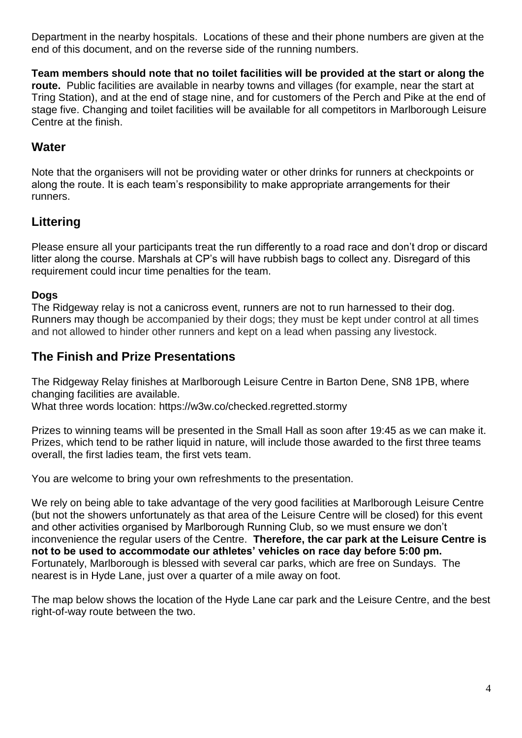Department in the nearby hospitals. Locations of these and their phone numbers are given at the end of this document, and on the reverse side of the running numbers.

**Team members should note that no toilet facilities will be provided at the start or along the route.** Public facilities are available in nearby towns and villages (for example, near the start at Tring Station), and at the end of stage nine, and for customers of the Perch and Pike at the end of stage five. Changing and toilet facilities will be available for all competitors in Marlborough Leisure Centre at the finish.

## Water

Note that the organisers will not be providing water or other drinks for runners at checkpoints or along the route. It is each team's responsibility to make appropriate arrangements for their runners.

## Littering

Please ensure all your participants treat the run differently to a road race and don't drop or discard litter along the course. Marshals at CP's will have rubbish bags to collect any. Disregard of this requirement could incur time penalties for the team.

### Dogs

The Ridgeway relay is not a canicross event, runners are not to run harnessed to their dog. Runners may though be accompanied by their dogs; they must be kept under control at all times and not allowed to hinder other runners and kept on a lead when passing any livestock.

## The Finish and Prize Presentations

The Ridgeway Relay finishes at Marlborough Leisure Centre in Barton Dene, SN8 1PB, where changing facilities are available.
What three words location: https://w3w.co/checked.regretted.stormy

Prizes to winning teams will be presented in the Small Hall as soon after 19:45 as we can make it. Prizes, which tend to be rather liquid in nature, will include those awarded to the first three teams overall, the first ladies team, the first vets team.

You are welcome to bring your own refreshments to the presentation.

We rely on being able to take advantage of the very good facilities at Marlborough Leisure Centre (but not the showers unfortunately as that area of the Leisure Centre will be closed) for this event and other activities organised by Marlborough Running Club, so we must ensure we don't inconvenience the regular users of the Centre. **Therefore, the car park at the Leisure Centre is not to be used to accommodate our athletes' vehicles on race day before 5:00 pm.** Fortunately, Marlborough is blessed with several car parks, which are free on Sundays. The nearest is in Hyde Lane, just over a quarter of a mile away on foot.

The map below shows the location of the Hyde Lane car park and the Leisure Centre, and the best right-of-way route between the two.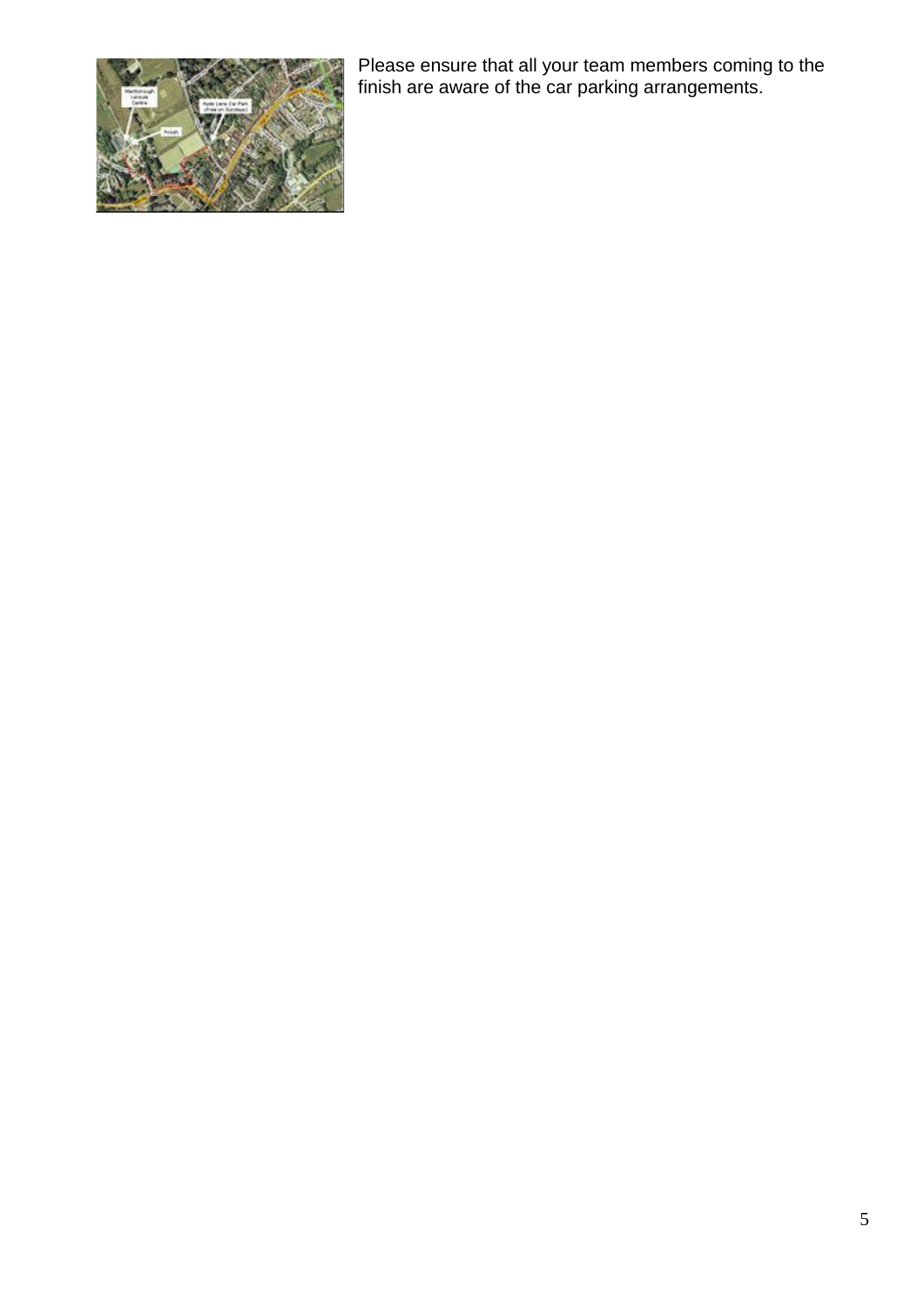Please ensure that all your team members coming to the finish are aware of the car parking arrangements.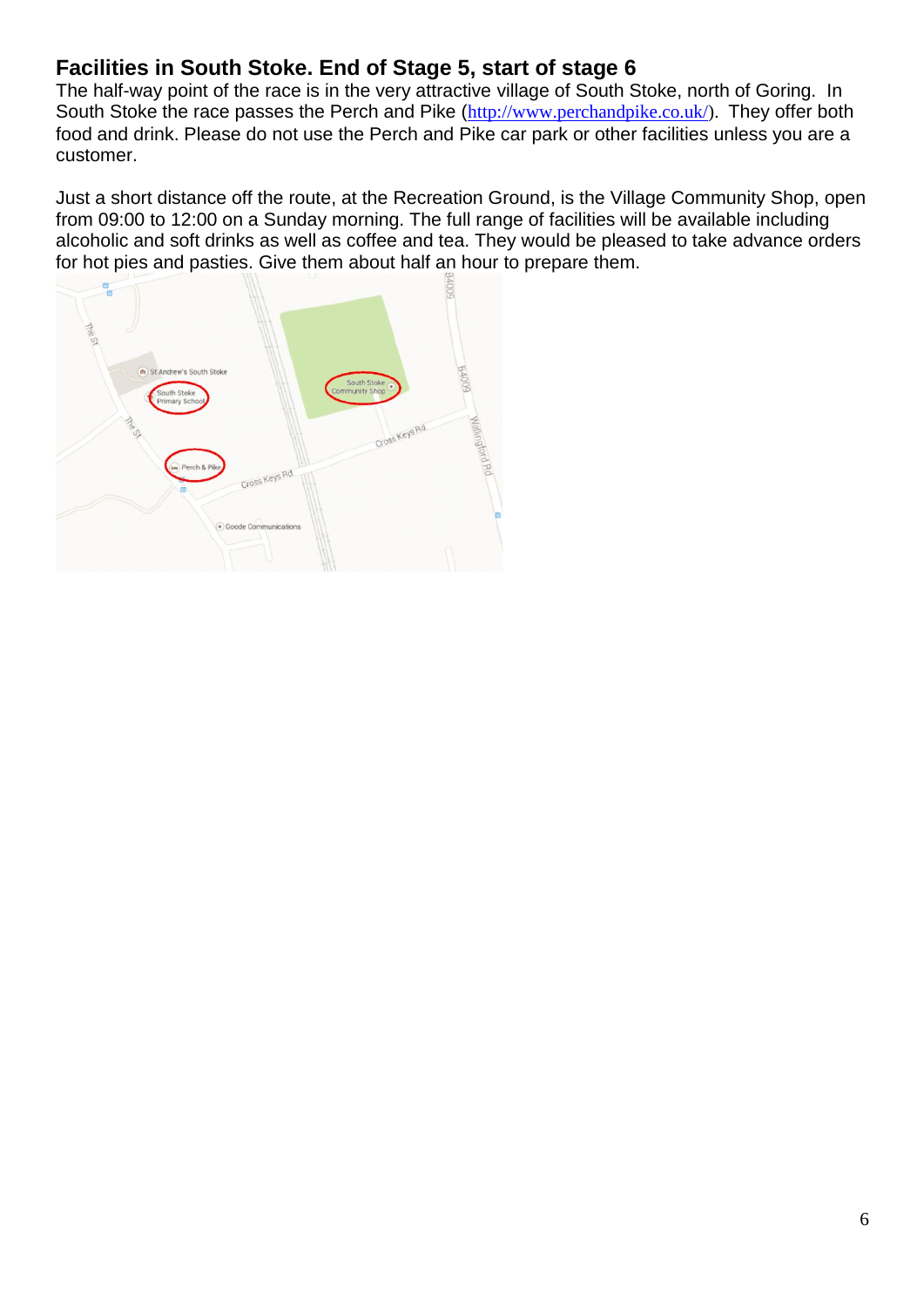## Facilities in South Stoke. End of Stage 5, start of stage 6

The half-way point of the race is in the very attractive village of South Stoke, north of Goring. In South Stoke the race passes the Perch and Pike (http://www.perchandpike.co.uk/). They offer both food and drink. Please do not use the Perch and Pike car park or other facilities unless you are a customer.

Just a short distance off the route, at the Recreation Ground, is the Village Community Shop, open from 09:00 to 12:00 on a Sunday morning. The full range of facilities will be available including alcoholic and soft drinks as well as coffee and tea. They would be pleased to take advance orders for hot pies and pasties. Give them about half an hour to prepare them.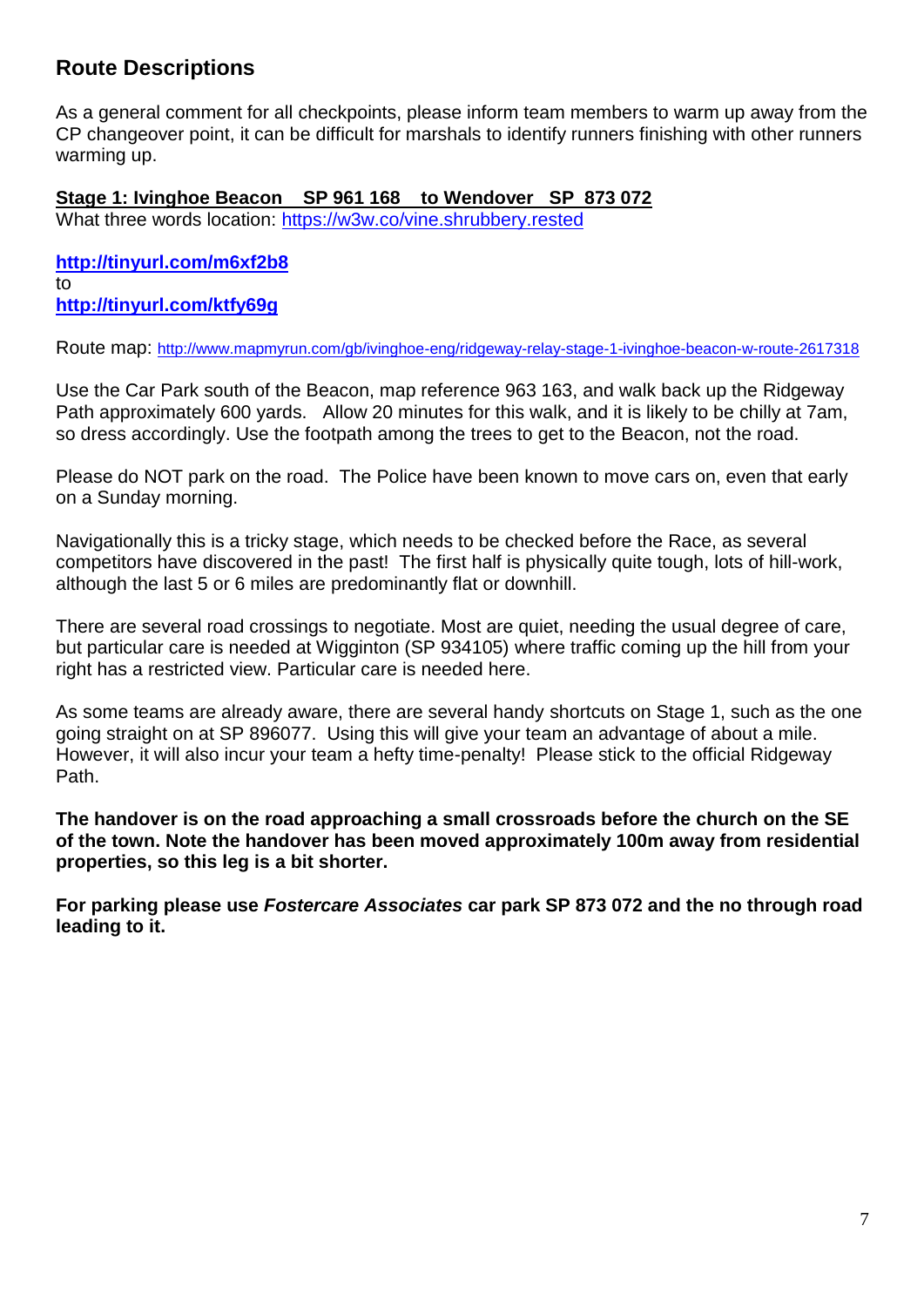## Route Descriptions

As a general comment for all checkpoints, please inform team members to warm up away from the CP changeover point, it can be difficult for marshals to identify runners finishing with other runners warming up.

**Stage 1: Ivinghoe Beacon SP 961 168 to Wendover SP 873 072**

What three words location: https://w3w.co/vine.shrubbery.rested

**http://tinyurl.com/m6xf2b8**
to
**http://tinyurl.com/ktfy69g**

Route map: http://www.mapmyrun.com/gb/ivinghoe-eng/ridgeway-relay-stage-1-ivinghoe-beacon-w-route-2617318

Use the Car Park south of the Beacon, map reference 963 163, and walk back up the Ridgeway Path approximately 600 yards. Allow 20 minutes for this walk, and it is likely to be chilly at 7am, so dress accordingly. Use the footpath among the trees to get to the Beacon, not the road.

Please do NOT park on the road. The Police have been known to move cars on, even that early on a Sunday morning.

Navigationally this is a tricky stage, which needs to be checked before the Race, as several competitors have discovered in the past! The first half is physically quite tough, lots of hill-work, although the last 5 or 6 miles are predominantly flat or downhill.

There are several road crossings to negotiate. Most are quiet, needing the usual degree of care, but particular care is needed at Wigginton (SP 934105) where traffic coming up the hill from your right has a restricted view. Particular care is needed here.

As some teams are already aware, there are several handy shortcuts on Stage 1, such as the one going straight on at SP 896077. Using this will give your team an advantage of about a mile. However, it will also incur your team a hefty time-penalty! Please stick to the official Ridgeway Path.

**The handover is on the road approaching a small crossroads before the church on the SE of the town. Note the handover has been moved approximately 100m away from residential properties, so this leg is a bit shorter.**

**For parking please use *Fostercare Associates* car park SP 873 072 and the no through road leading to it.**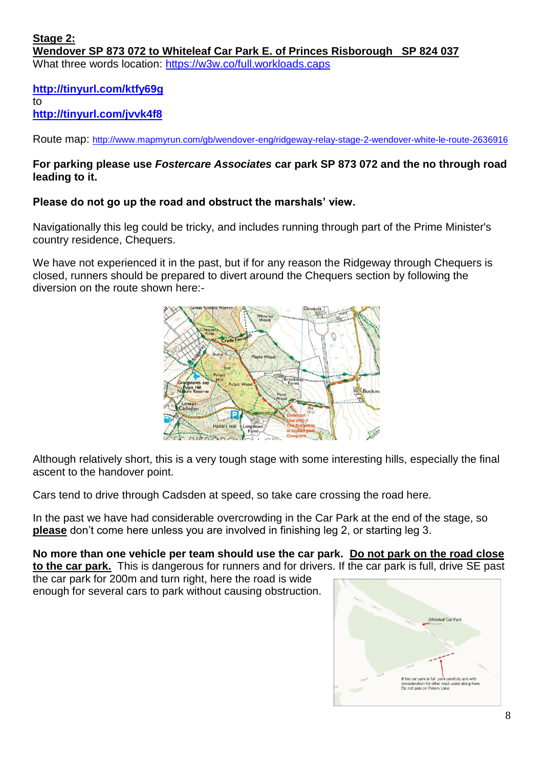**Stage 2:**
**Wendover SP 873 072 to Whiteleaf Car Park E. of Princes Risborough   SP 824 037**
What three words location: https://w3w.co/full.workloads.caps

**http://tinyurl.com/ktfy69g**
to
**http://tinyurl.com/jvvk4f8**

Route map: http://www.mapmyrun.com/gb/wendover-eng/ridgeway-relay-stage-2-wendover-white-le-route-2636916

**For parking please use *Fostercare Associates* car park SP 873 072 and the no through road leading to it.**

**Please do not go up the road and obstruct the marshals' view.**

Navigationally this leg could be tricky, and includes running through part of the Prime Minister's country residence, Chequers.

We have not experienced it in the past, but if for any reason the Ridgeway through Chequers is closed, runners should be prepared to divert around the Chequers section by following the diversion on the route shown here:-

Although relatively short, this is a very tough stage with some interesting hills, especially the final ascent to the handover point.

Cars tend to drive through Cadsden at speed, so take care crossing the road here.

In the past we have had considerable overcrowding in the Car Park at the end of the stage, so **please** don't come here unless you are involved in finishing leg 2, or starting leg 3.

**No more than one vehicle per team should use the car park. Do not park on the road close to the car park.** This is dangerous for runners and for drivers. If the car park is full, drive SE past the car park for 200m and turn right, here the road is wide enough for several cars to park without causing obstruction.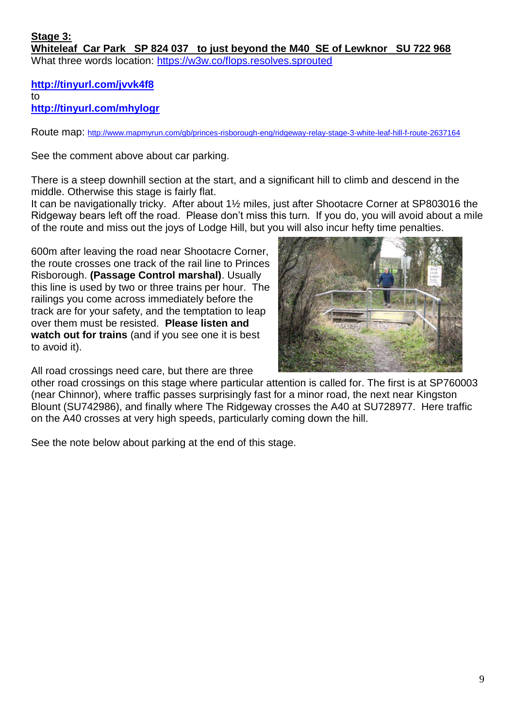**Stage 3:**
**Whiteleaf Car Park SP 824 037 to just beyond the M40 SE of Lewknor SU 722 968**
What three words location: https://w3w.co/flops.resolves.sprouted

**http://tinyurl.com/jvvk4f8**
to
**http://tinyurl.com/mhylogr**

Route map: http://www.mapmyrun.com/gb/princes-risborough-eng/ridgeway-relay-stage-3-white-leaf-hill-f-route-2637164

See the comment above about car parking.

There is a steep downhill section at the start, and a significant hill to climb and descend in the middle. Otherwise this stage is fairly flat.
It can be navigationally tricky. After about 1½ miles, just after Shootacre Corner at SP803016 the Ridgeway bears left off the road. Please don't miss this turn. If you do, you will avoid about a mile of the route and miss out the joys of Lodge Hill, but you will also incur hefty time penalties.

600m after leaving the road near Shootacre Corner, the route crosses one track of the rail line to Princes Risborough. **(Passage Control marshal)**. Usually this line is used by two or three trains per hour. The railings you come across immediately before the track are for your safety, and the temptation to leap over them must be resisted. **Please listen and watch out for trains** (and if you see one it is best to avoid it).

All road crossings need care, but there are three other road crossings on this stage where particular attention is called for. The first is at SP760003 (near Chinnor), where traffic passes surprisingly fast for a minor road, the next near Kingston Blount (SU742986), and finally where The Ridgeway crosses the A40 at SU728977. Here traffic on the A40 crosses at very high speeds, particularly coming down the hill.

See the note below about parking at the end of this stage.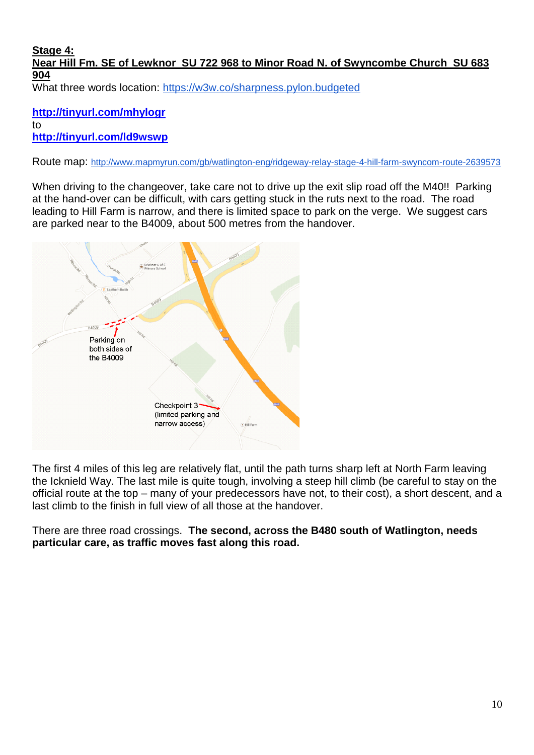**Stage 4:**
**Near Hill Fm. SE of Lewknor  SU 722 968 to Minor Road N. of Swyncombe Church  SU 683 904**

What three words location: https://w3w.co/sharpness.pylon.budgeted

**http://tinyurl.com/mhylogr**
to
**http://tinyurl.com/ld9wswp**

Route map: http://www.mapmyrun.com/gb/watlington-eng/ridgeway-relay-stage-4-hill-farm-swyncom-route-2639573

When driving to the changeover, take care not to drive up the exit slip road off the M40!! Parking at the hand-over can be difficult, with cars getting stuck in the ruts next to the road. The road leading to Hill Farm is narrow, and there is limited space to park on the verge. We suggest cars are parked near to the B4009, about 500 metres from the handover.

The first 4 miles of this leg are relatively flat, until the path turns sharp left at North Farm leaving the Icknield Way. The last mile is quite tough, involving a steep hill climb (be careful to stay on the official route at the top – many of your predecessors have not, to their cost), a short descent, and a last climb to the finish in full view of all those at the handover.

There are three road crossings. **The second, across the B480 south of Watlington, needs particular care, as traffic moves fast along this road.**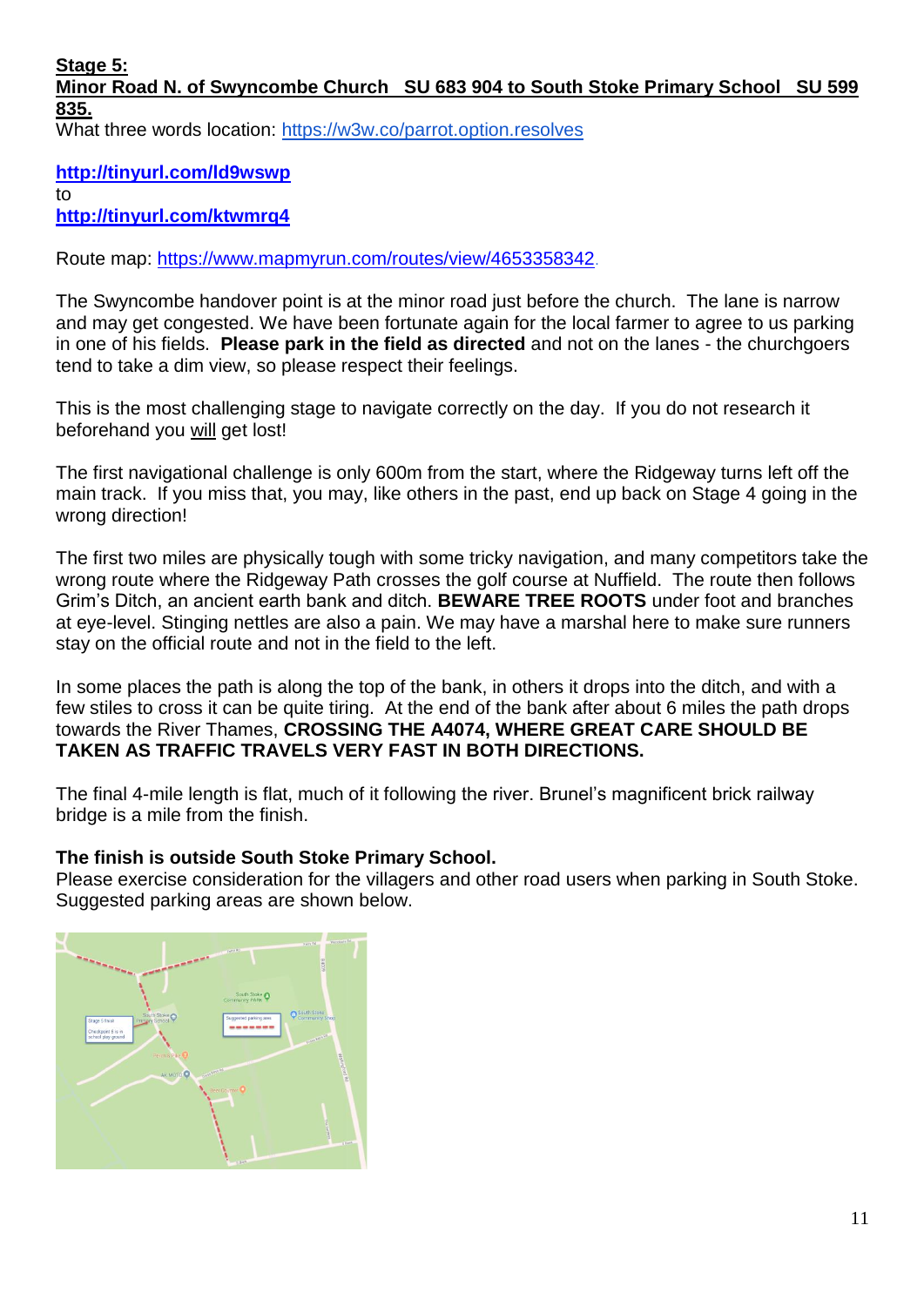**Stage 5:**
**Minor Road N. of Swyncombe Church SU 683 904 to South Stoke Primary School SU 599 835.**

What three words location: https://w3w.co/parrot.option.resolves

**http://tinyurl.com/ld9wswp**
to
**http://tinyurl.com/ktwmrq4**

Route map: https://www.mapmyrun.com/routes/view/4653358342.

The Swyncombe handover point is at the minor road just before the church. The lane is narrow and may get congested. We have been fortunate again for the local farmer to agree to us parking in one of his fields. **Please park in the field as directed** and not on the lanes - the churchgoers tend to take a dim view, so please respect their feelings.

This is the most challenging stage to navigate correctly on the day. If you do not research it beforehand you will get lost!

The first navigational challenge is only 600m from the start, where the Ridgeway turns left off the main track. If you miss that, you may, like others in the past, end up back on Stage 4 going in the wrong direction!

The first two miles are physically tough with some tricky navigation, and many competitors take the wrong route where the Ridgeway Path crosses the golf course at Nuffield. The route then follows Grim's Ditch, an ancient earth bank and ditch. **BEWARE TREE ROOTS** under foot and branches at eye-level. Stinging nettles are also a pain. We may have a marshal here to make sure runners stay on the official route and not in the field to the left.

In some places the path is along the top of the bank, in others it drops into the ditch, and with a few stiles to cross it can be quite tiring. At the end of the bank after about 6 miles the path drops towards the River Thames, **CROSSING THE A4074, WHERE GREAT CARE SHOULD BE TAKEN AS TRAFFIC TRAVELS VERY FAST IN BOTH DIRECTIONS.**

The final 4-mile length is flat, much of it following the river. Brunel's magnificent brick railway bridge is a mile from the finish.

**The finish is outside South Stoke Primary School.**
Please exercise consideration for the villagers and other road users when parking in South Stoke. Suggested parking areas are shown below.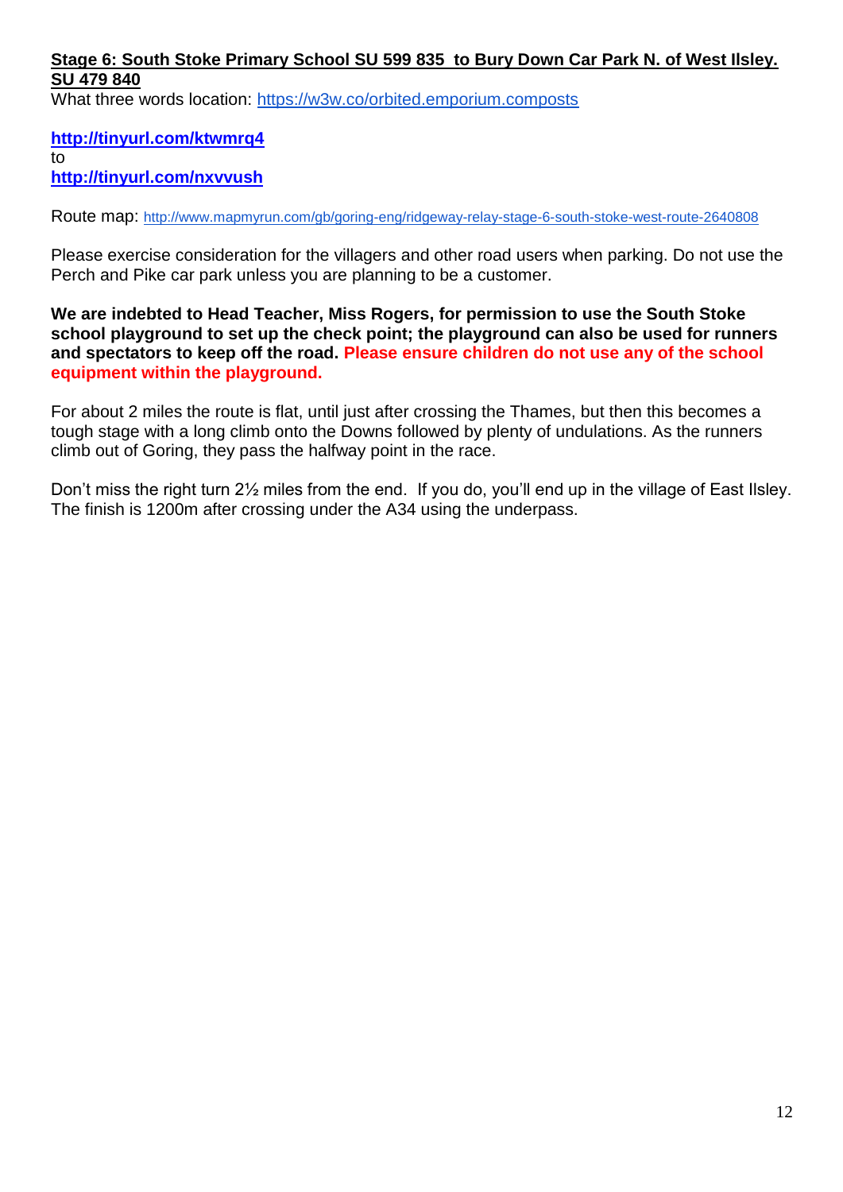**Stage 6: South Stoke Primary School SU 599 835  to Bury Down Car Park N. of West Ilsley. SU 479 840**

What three words location: https://w3w.co/orbited.emporium.composts

**http://tinyurl.com/ktwmrq4**
to
**http://tinyurl.com/nxvvush**

Route map: http://www.mapmyrun.com/gb/goring-eng/ridgeway-relay-stage-6-south-stoke-west-route-2640808

Please exercise consideration for the villagers and other road users when parking. Do not use the Perch and Pike car park unless you are planning to be a customer.

**We are indebted to Head Teacher, Miss Rogers, for permission to use the South Stoke school playground to set up the check point; the playground can also be used for runners and spectators to keep off the road. Please ensure children do not use any of the school equipment within the playground.**

For about 2 miles the route is flat, until just after crossing the Thames, but then this becomes a tough stage with a long climb onto the Downs followed by plenty of undulations. As the runners climb out of Goring, they pass the halfway point in the race.

Don't miss the right turn 2½ miles from the end.  If you do, you'll end up in the village of East Ilsley. The finish is 1200m after crossing under the A34 using the underpass.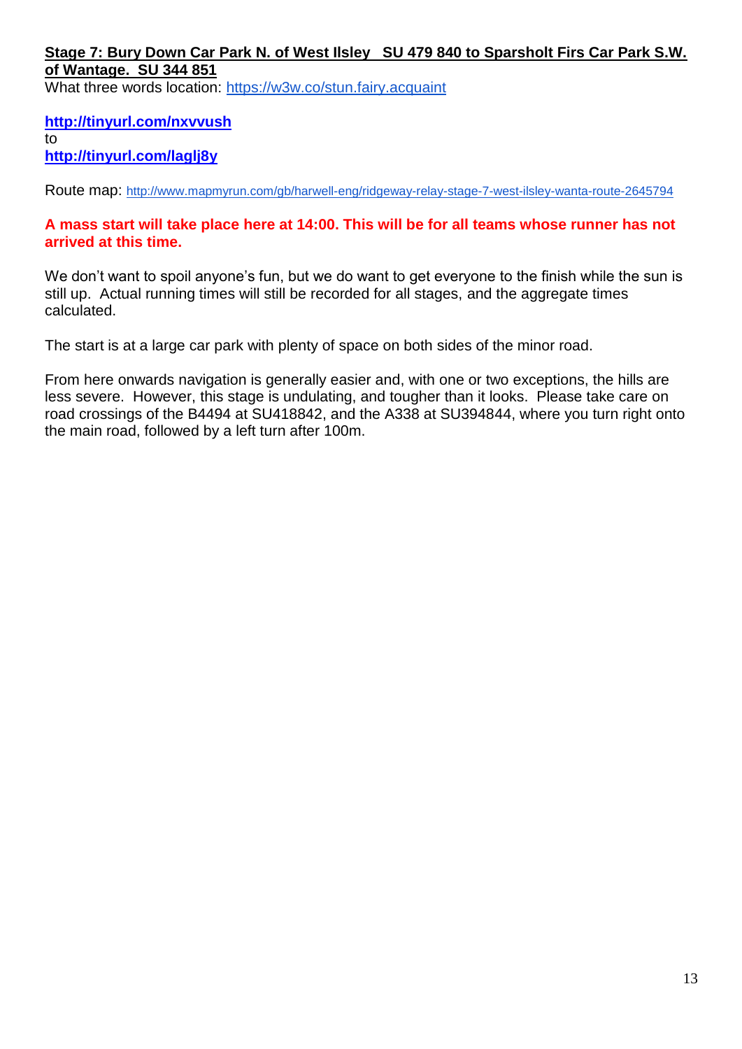**Stage 7: Bury Down Car Park N. of West Ilsley SU 479 840 to Sparsholt Firs Car Park S.W. of Wantage. SU 344 851**

What three words location: https://w3w.co/stun.fairy.acquaint

**http://tinyurl.com/nxvvush**
to
**http://tinyurl.com/laglj8y**

Route map: http://www.mapmyrun.com/gb/harwell-eng/ridgeway-relay-stage-7-west-ilsley-wanta-route-2645794

**A mass start will take place here at 14:00. This will be for all teams whose runner has not arrived at this time.**

We don't want to spoil anyone's fun, but we do want to get everyone to the finish while the sun is still up. Actual running times will still be recorded for all stages, and the aggregate times calculated.

The start is at a large car park with plenty of space on both sides of the minor road.

From here onwards navigation is generally easier and, with one or two exceptions, the hills are less severe. However, this stage is undulating, and tougher than it looks. Please take care on road crossings of the B4494 at SU418842, and the A338 at SU394844, where you turn right onto the main road, followed by a left turn after 100m.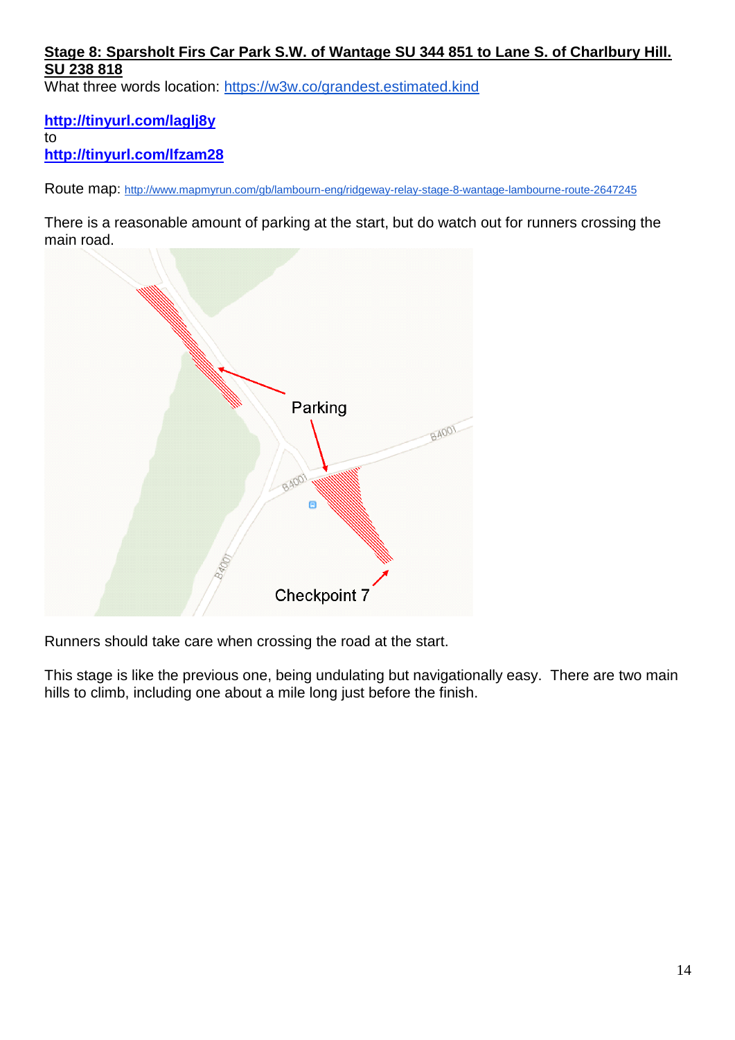**Stage 8: Sparsholt Firs Car Park S.W. of Wantage SU 344 851 to Lane S. of Charlbury Hill. SU 238 818**

What three words location: https://w3w.co/grandest.estimated.kind

**http://tinyurl.com/laglj8y**
to
**http://tinyurl.com/lfzam28**

Route map: http://www.mapmyrun.com/gb/lambourn-eng/ridgeway-relay-stage-8-wantage-lambourne-route-2647245

There is a reasonable amount of parking at the start, but do watch out for runners crossing the main road.

Runners should take care when crossing the road at the start.

This stage is like the previous one, being undulating but navigationally easy. There are two main hills to climb, including one about a mile long just before the finish.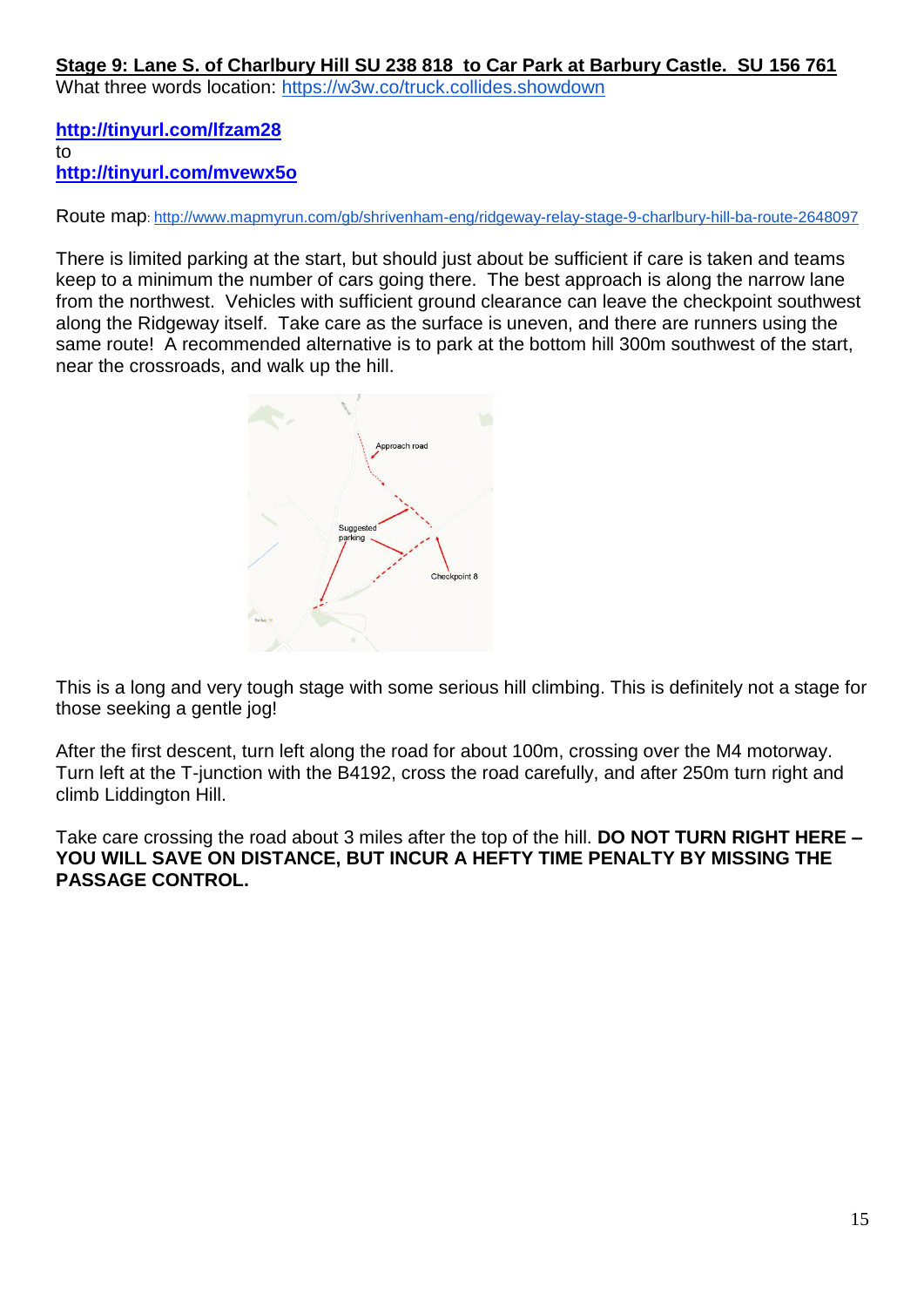**Stage 9: Lane S. of Charlbury Hill SU 238 818  to Car Park at Barbury Castle.  SU 156 761**

What three words location: https://w3w.co/truck.collides.showdown

**http://tinyurl.com/lfzam28**
to
**http://tinyurl.com/mvewx5o**

Route map: http://www.mapmyrun.com/gb/shrivenham-eng/ridgeway-relay-stage-9-charlbury-hill-ba-route-2648097

There is limited parking at the start, but should just about be sufficient if care is taken and teams keep to a minimum the number of cars going there.  The best approach is along the narrow lane from the northwest.  Vehicles with sufficient ground clearance can leave the checkpoint southwest along the Ridgeway itself.  Take care as the surface is uneven, and there are runners using the same route!  A recommended alternative is to park at the bottom hill 300m southwest of the start, near the crossroads, and walk up the hill.

This is a long and very tough stage with some serious hill climbing. This is definitely not a stage for those seeking a gentle jog!

After the first descent, turn left along the road for about 100m, crossing over the M4 motorway. Turn left at the T-junction with the B4192, cross the road carefully, and after 250m turn right and climb Liddington Hill.

Take care crossing the road about 3 miles after the top of the hill. **DO NOT TURN RIGHT HERE – YOU WILL SAVE ON DISTANCE, BUT INCUR A HEFTY TIME PENALTY BY MISSING THE PASSAGE CONTROL.**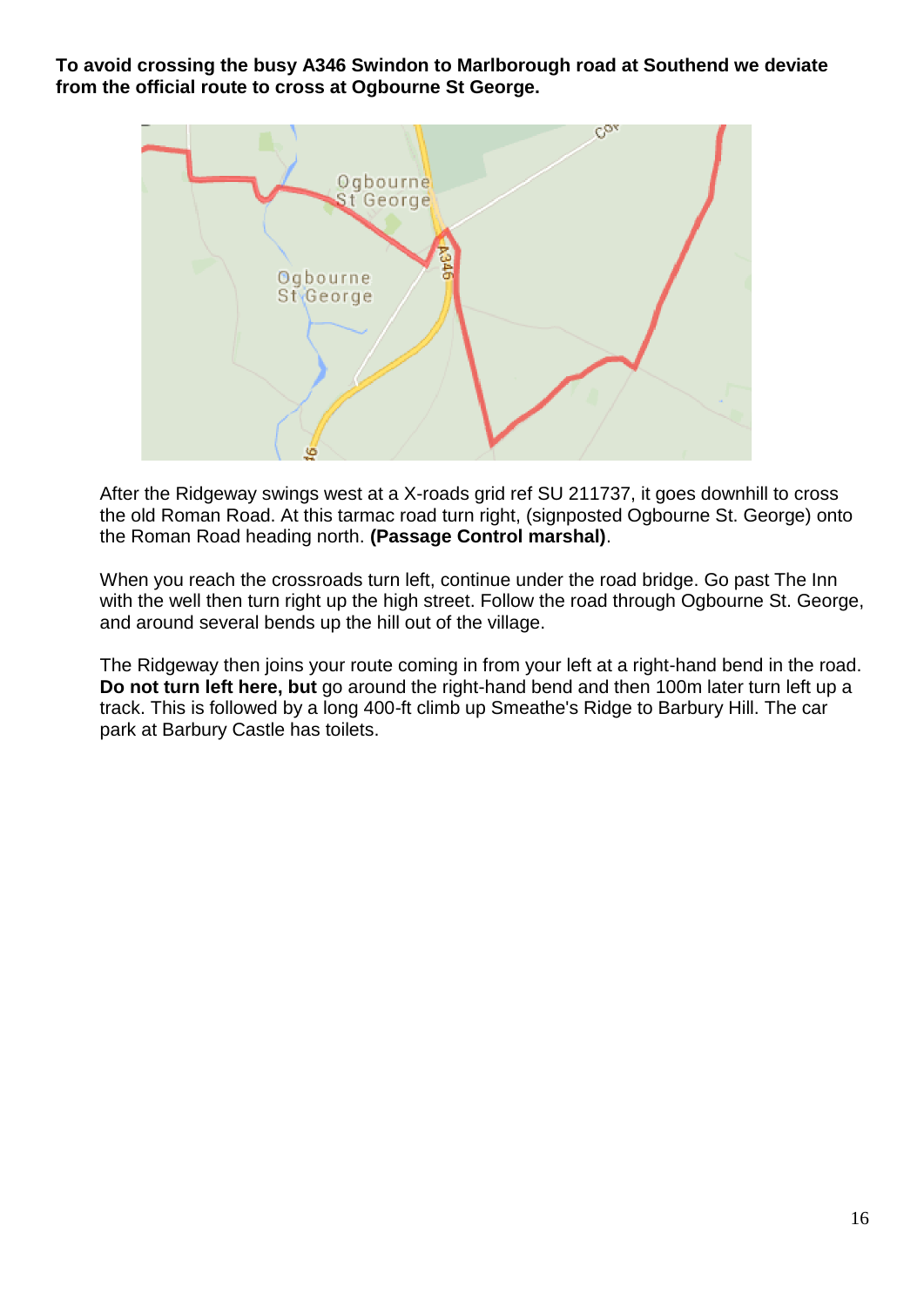**To avoid crossing the busy A346 Swindon to Marlborough road at Southend we deviate from the official route to cross at Ogbourne St George.**

After the Ridgeway swings west at a X-roads grid ref SU 211737, it goes downhill to cross the old Roman Road. At this tarmac road turn right, (signposted Ogbourne St. George) onto the Roman Road heading north. **(Passage Control marshal)**.

When you reach the crossroads turn left, continue under the road bridge. Go past The Inn with the well then turn right up the high street. Follow the road through Ogbourne St. George, and around several bends up the hill out of the village.

The Ridgeway then joins your route coming in from your left at a right-hand bend in the road. **Do not turn left here, but** go around the right-hand bend and then 100m later turn left up a track. This is followed by a long 400-ft climb up Smeathe's Ridge to Barbury Hill. The car park at Barbury Castle has toilets.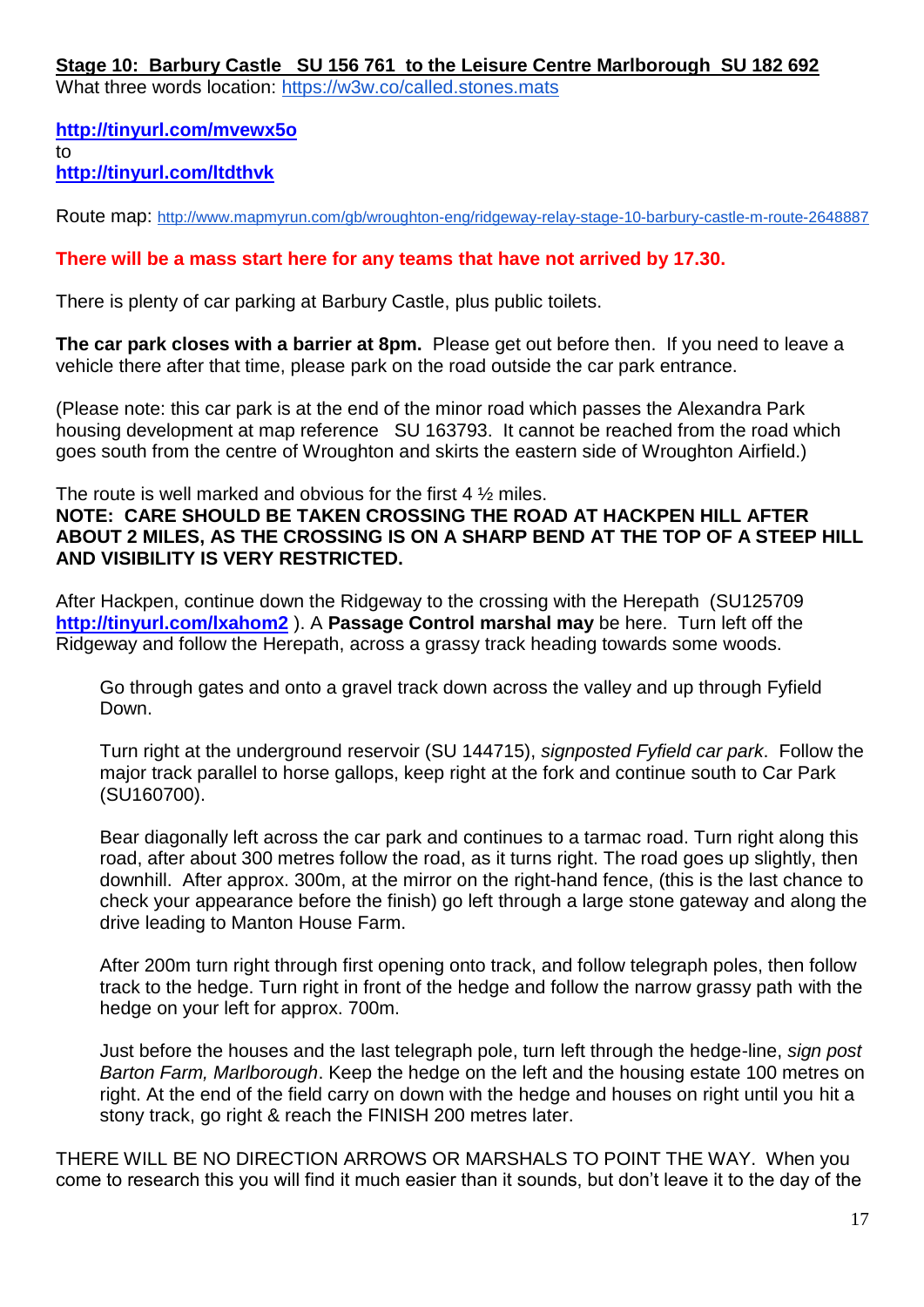**Stage 10: Barbury Castle SU 156 761 to the Leisure Centre Marlborough SU 182 692**

What three words location: https://w3w.co/called.stones.mats

**http://tinyurl.com/mvewx5o**
to
**http://tinyurl.com/ltdthvk**

Route map: http://www.mapmyrun.com/gb/wroughton-eng/ridgeway-relay-stage-10-barbury-castle-m-route-2648887

**There will be a mass start here for any teams that have not arrived by 17.30.**

There is plenty of car parking at Barbury Castle, plus public toilets.

**The car park closes with a barrier at 8pm.** Please get out before then. If you need to leave a vehicle there after that time, please park on the road outside the car park entrance.

(Please note: this car park is at the end of the minor road which passes the Alexandra Park housing development at map reference SU 163793. It cannot be reached from the road which goes south from the centre of Wroughton and skirts the eastern side of Wroughton Airfield.)

The route is well marked and obvious for the first 4 ½ miles.
**NOTE: CARE SHOULD BE TAKEN CROSSING THE ROAD AT HACKPEN HILL AFTER ABOUT 2 MILES, AS THE CROSSING IS ON A SHARP BEND AT THE TOP OF A STEEP HILL AND VISIBILITY IS VERY RESTRICTED.**

After Hackpen, continue down the Ridgeway to the crossing with the Herepath (SU125709 **http://tinyurl.com/lxahom2** ). A **Passage Control marshal may** be here. Turn left off the Ridgeway and follow the Herepath, across a grassy track heading towards some woods.

Go through gates and onto a gravel track down across the valley and up through Fyfield Down.

Turn right at the underground reservoir (SU 144715), *signposted Fyfield car park*. Follow the major track parallel to horse gallops, keep right at the fork and continue south to Car Park (SU160700).

Bear diagonally left across the car park and continues to a tarmac road. Turn right along this road, after about 300 metres follow the road, as it turns right. The road goes up slightly, then downhill. After approx. 300m, at the mirror on the right-hand fence, (this is the last chance to check your appearance before the finish) go left through a large stone gateway and along the drive leading to Manton House Farm.

After 200m turn right through first opening onto track, and follow telegraph poles, then follow track to the hedge. Turn right in front of the hedge and follow the narrow grassy path with the hedge on your left for approx. 700m.

Just before the houses and the last telegraph pole, turn left through the hedge-line, *sign post Barton Farm, Marlborough*. Keep the hedge on the left and the housing estate 100 metres on right. At the end of the field carry on down with the hedge and houses on right until you hit a stony track, go right & reach the FINISH 200 metres later.

THERE WILL BE NO DIRECTION ARROWS OR MARSHALS TO POINT THE WAY. When you come to research this you will find it much easier than it sounds, but don't leave it to the day of the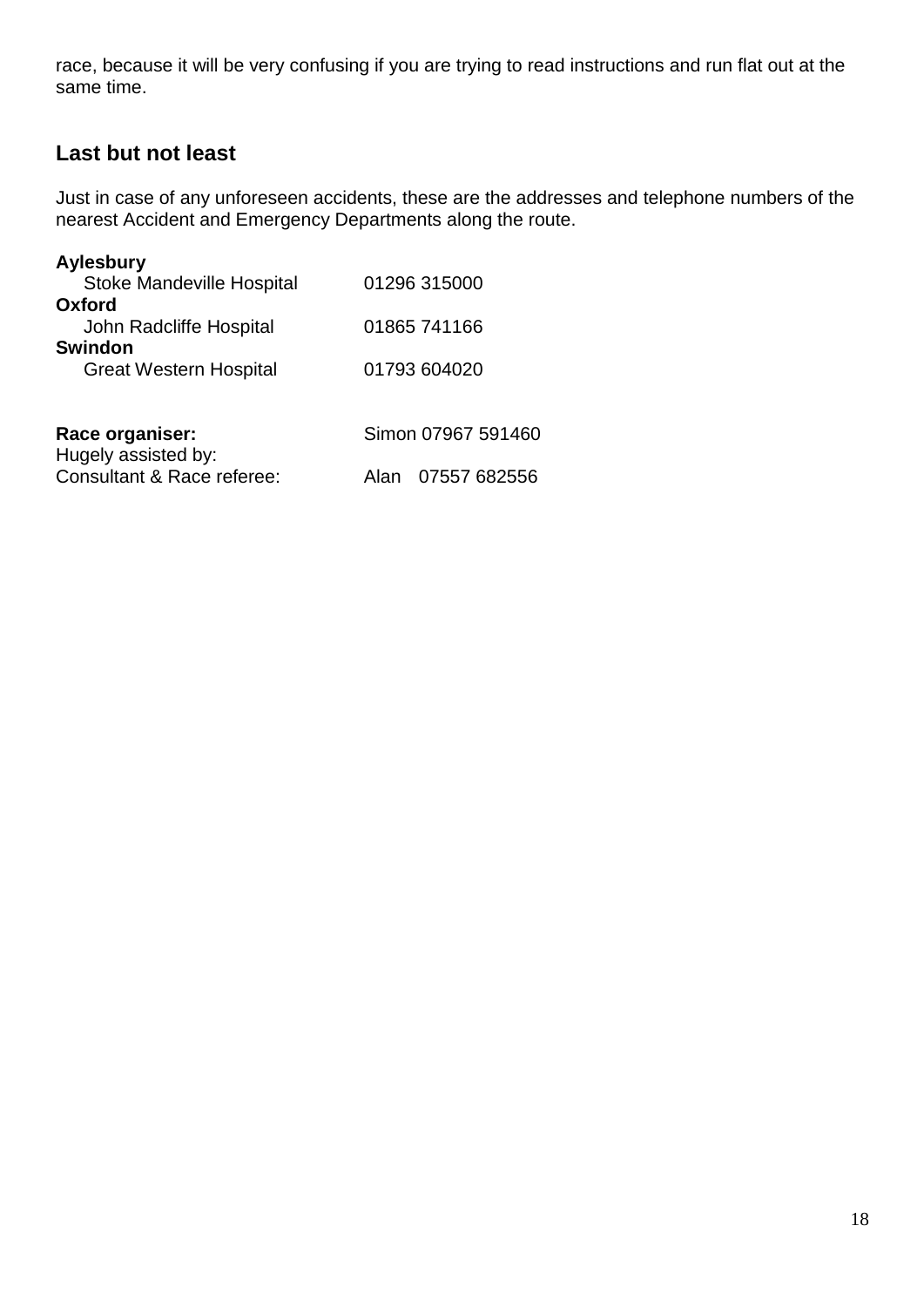race, because it will be very confusing if you are trying to read instructions and run flat out at the same time.

## Last but not least

Just in case of any unforeseen accidents, these are the addresses and telephone numbers of the nearest Accident and Emergency Departments along the route.

**Aylesbury**
Stoke Mandeville Hospital 01296 315000
**Oxford**
John Radcliffe Hospital 01865 741166
**Swindon**
Great Western Hospital 01793 604020

**Race organiser:** Simon 07967 591460
Hugely assisted by:
Consultant & Race referee: Alan 07557 682556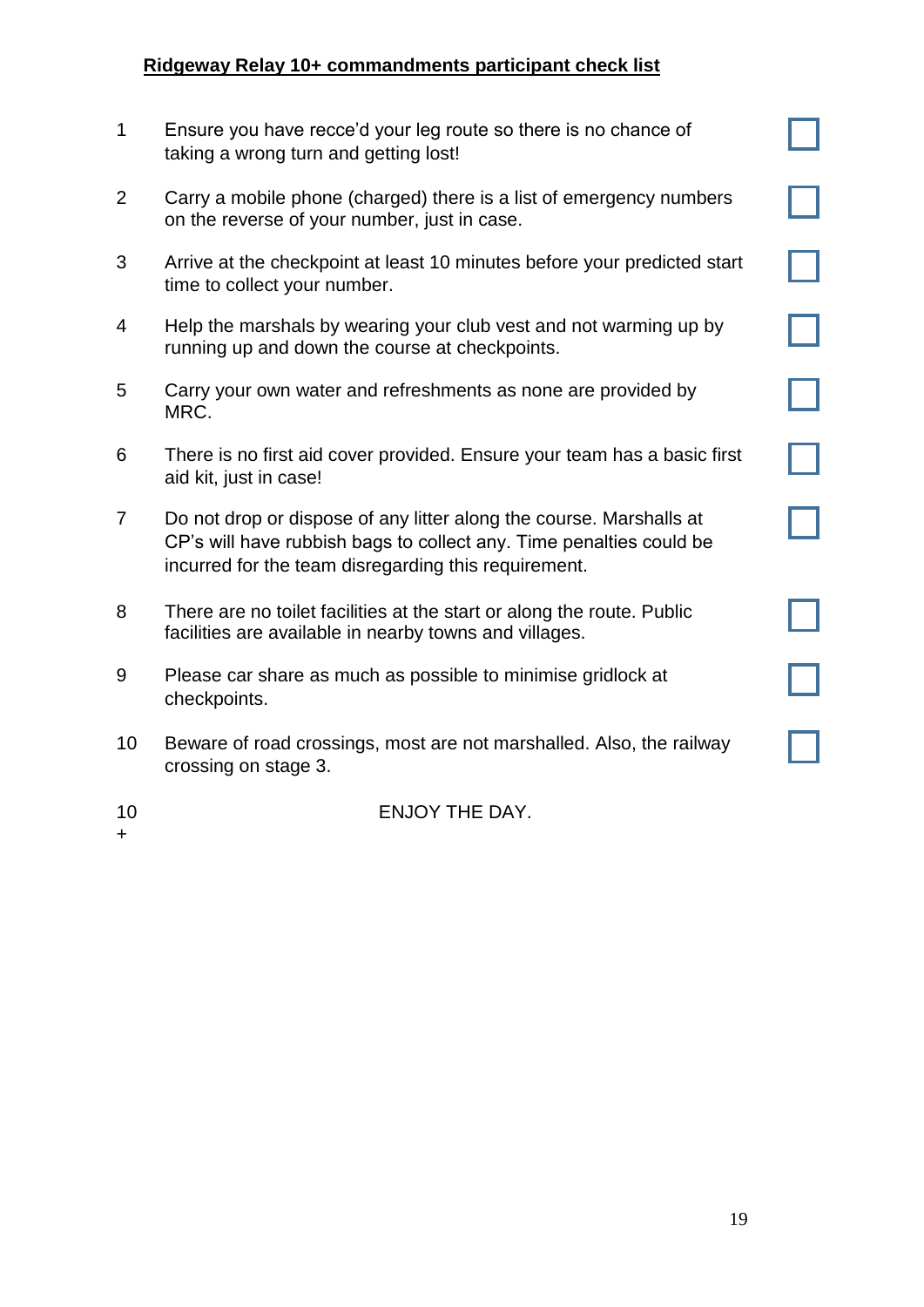**Ridgeway Relay 10+ commandments participant check list**

1. Ensure you have recce'd your leg route so there is no chance of taking a wrong turn and getting lost! ☐
2. Carry a mobile phone (charged) there is a list of emergency numbers on the reverse of your number, just in case. ☐
3. Arrive at the checkpoint at least 10 minutes before your predicted start time to collect your number. ☐
4. Help the marshals by wearing your club vest and not warming up by running up and down the course at checkpoints. ☐
5. Carry your own water and refreshments as none are provided by MRC. ☐
6. There is no first aid cover provided. Ensure your team has a basic first aid kit, just in case! ☐
7. Do not drop or dispose of any litter along the course. Marshalls at CP's will have rubbish bags to collect any. Time penalties could be incurred for the team disregarding this requirement. ☐
8. There are no toilet facilities at the start or along the route. Public facilities are available in nearby towns and villages. ☐
9. Please car share as much as possible to minimise gridlock at checkpoints. ☐
10. Beware of road crossings, most are not marshalled. Also, the railway crossing on stage 3. ☐

10+ ENJOY THE DAY.